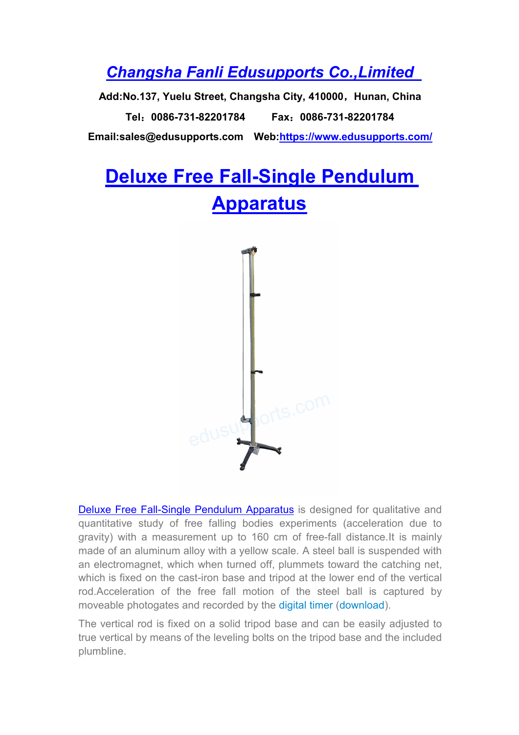**[Changsha Fanli Edusupports Co.,Limited](https://www.edusupports.com/)**

**Add:No.137, Yuelu Street, Changsha City, 410000，Hunan, China**

**Tel：0086-731-82201784　　Fax：0086-731-82201784**

**Email:sales@edusupports.com　Web:[https://www.edusupports.com/](https://www.edusupports.com/)**

# Deluxe Free Fall-Single Pendulum Apparatus

Deluxe Free Fall-Single Pendulum Apparatus is designed for qualitative and quantitative study of free falling bodies experiments (acceleration due to gravity) with a measurement up to 160 cm of free-fall distance.It is mainly made of an aluminum alloy with a yellow scale. A steel ball is suspended with an electromagnet, which when turned off, plummets toward the catching net, which is fixed on the cast-iron base and tripod at the lower end of the vertical rod.Acceleration of the free fall motion of the steel ball is captured by moveable photogates and recorded by the digital timer (download).

The vertical rod is fixed on a solid tripod base and can be easily adjusted to true vertical by means of the leveling bolts on the tripod base and the included plumbline.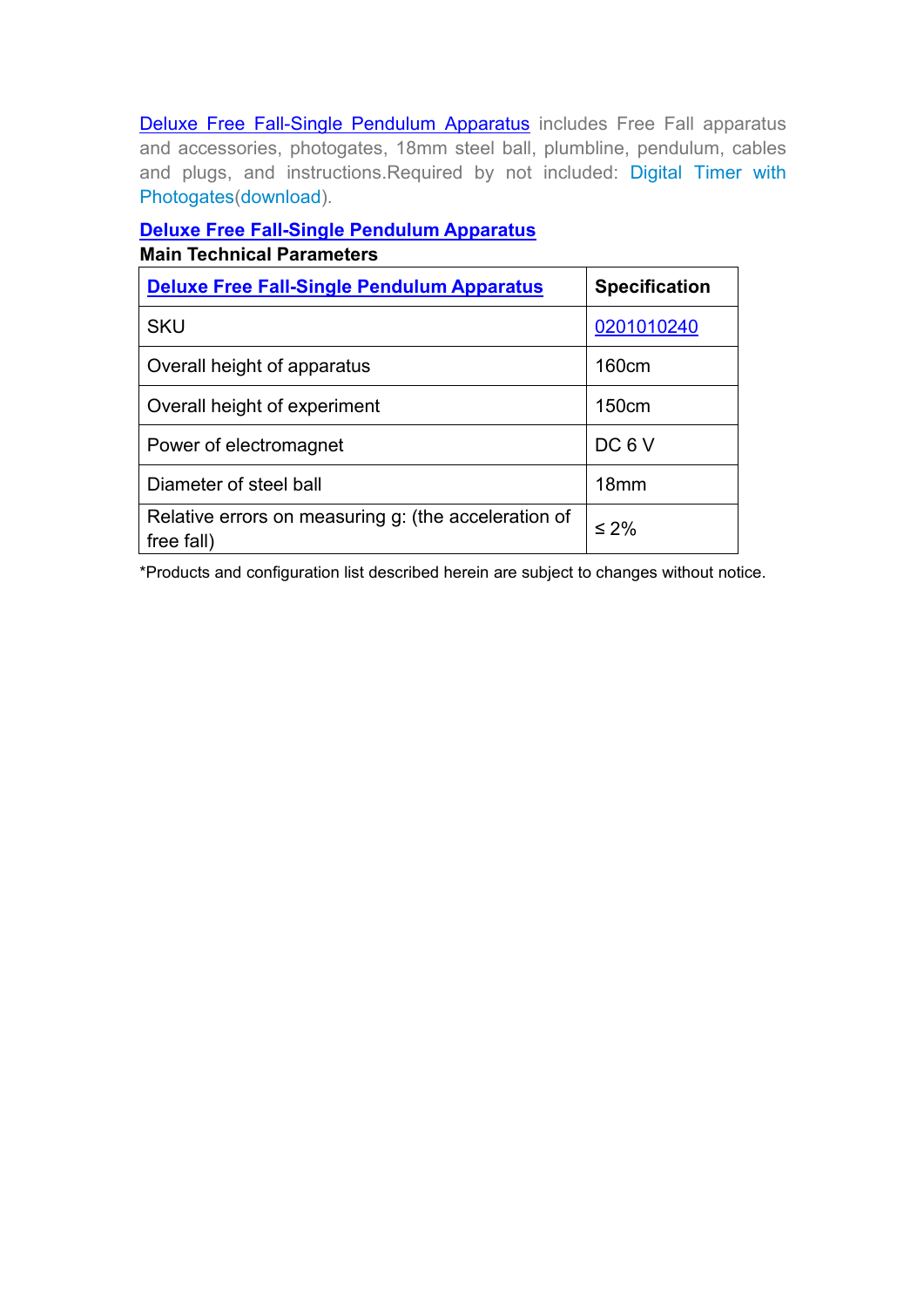Deluxe Free Fall-Single Pendulum Apparatus includes Free Fall apparatus and accessories, photogates, 18mm steel ball, plumbline, pendulum, cables and plugs, and instructions.Required by not included: Digital Timer with Photogates(download).

**Deluxe Free Fall-Single Pendulum Apparatus**

**Main Technical Parameters**

| **Deluxe Free Fall-Single Pendulum Apparatus** | **Specification** |
|---|---|
| SKU | 0201010240 |
| Overall height of apparatus | 160cm |
| Overall height of experiment | 150cm |
| Power of electromagnet | DC 6 V |
| Diameter of steel ball | 18mm |
| Relative errors on measuring g: (the acceleration of free fall) | ≤ 2% |

*Products and configuration list described herein are subject to changes without notice.